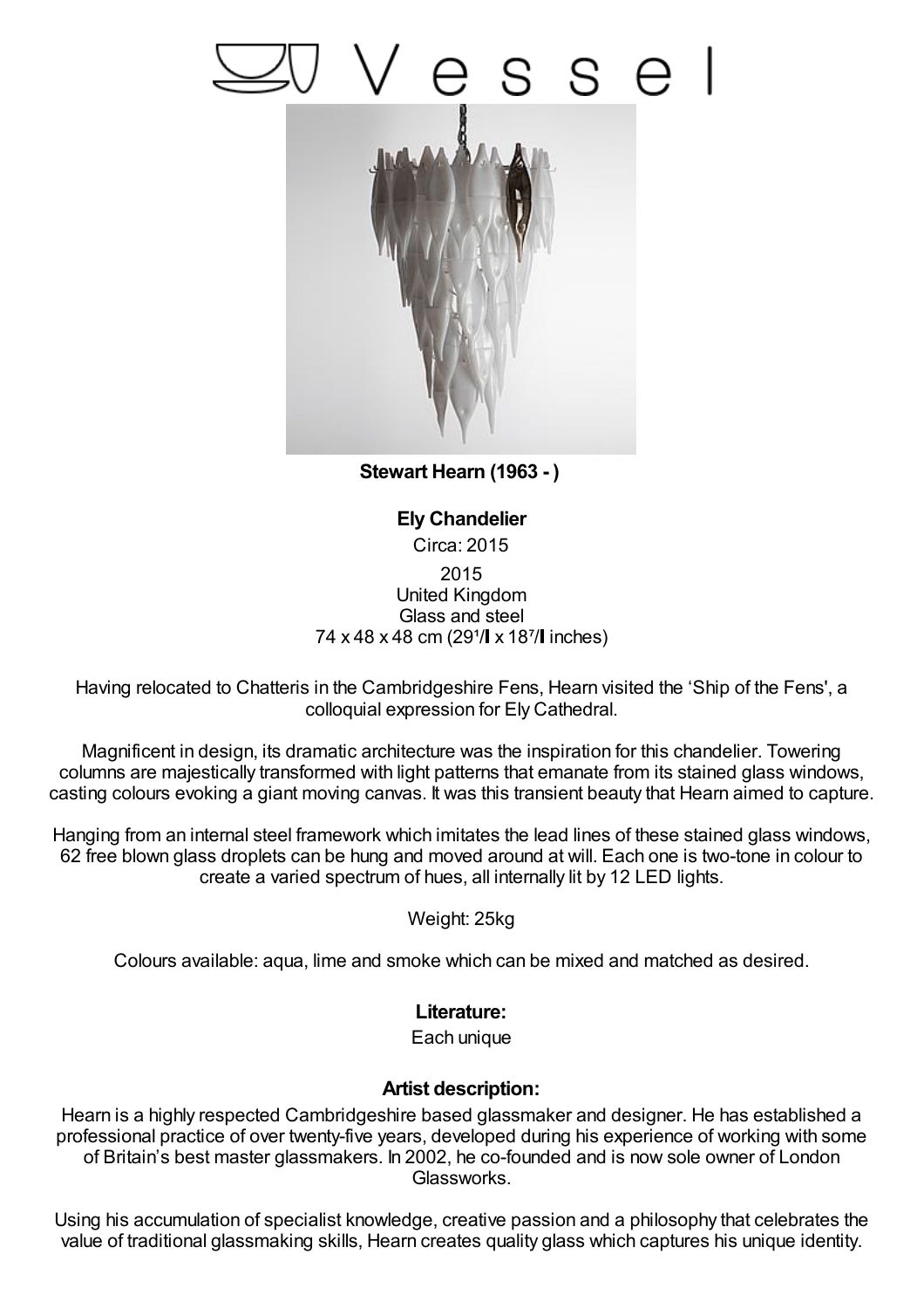# Vessel

**Stewart Hearn (1963 - )**

**Ely Chandelier**

Circa: 2015

2015
United Kingdom
Glass and steel
74 x 48 x 48 cm (29¹/▌ x 18⁷/▌ inches)

Having relocated to Chatteris in the Cambridgeshire Fens, Hearn visited the 'Ship of the Fens', a colloquial expression for Ely Cathedral.

Magnificent in design, its dramatic architecture was the inspiration for this chandelier. Towering columns are majestically transformed with light patterns that emanate from its stained glass windows, casting colours evoking a giant moving canvas. It was this transient beauty that Hearn aimed to capture.

Hanging from an internal steel framework which imitates the lead lines of these stained glass windows, 62 free blown glass droplets can be hung and moved around at will. Each one is two-tone in colour to create a varied spectrum of hues, all internally lit by 12 LED lights.

Weight: 25kg

Colours available: aqua, lime and smoke which can be mixed and matched as desired.

**Literature:**

Each unique

**Artist description:**

Hearn is a highly respected Cambridgeshire based glassmaker and designer. He has established a professional practice of over twenty-five years, developed during his experience of working with some of Britain's best master glassmakers. In 2002, he co-founded and is now sole owner of London Glassworks.

Using his accumulation of specialist knowledge, creative passion and a philosophy that celebrates the value of traditional glassmaking skills, Hearn creates quality glass which captures his unique identity.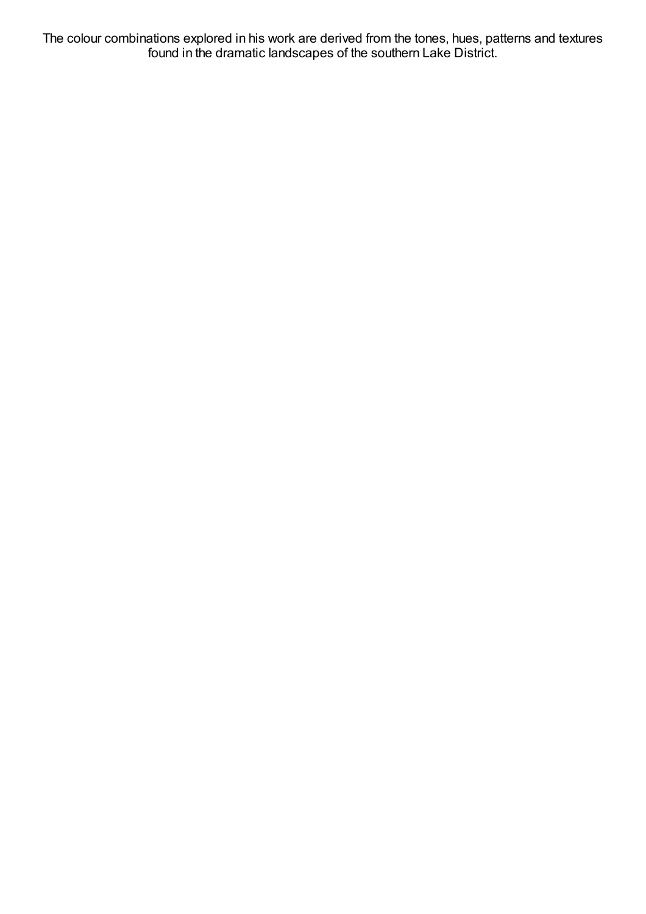The colour combinations explored in his work are derived from the tones, hues, patterns and textures found in the dramatic landscapes of the southern Lake District.